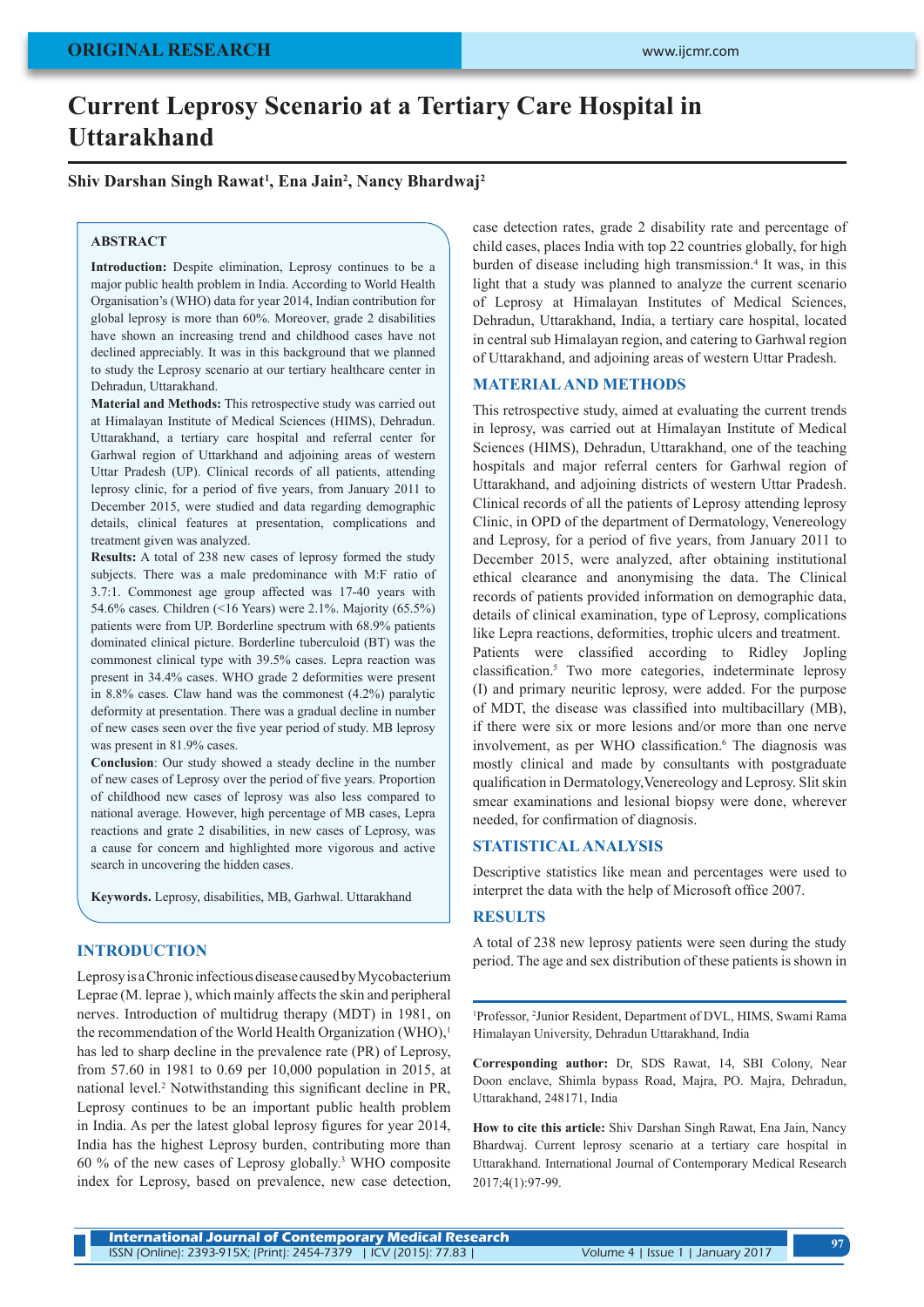ORIGINAL RESEARCH

# Current Leprosy Scenario at a Tertiary Care Hospital in Uttarakhand

**Shiv Darshan Singh Rawat[1], Ena Jain[2], Nancy Bhardwaj[2]**

## ABSTRACT

**Introduction:** Despite elimination, Leprosy continues to be a major public health problem in India. According to World Health Organisation's (WHO) data for year 2014, Indian contribution for global leprosy is more than 60%. Moreover, grade 2 disabilities have shown an increasing trend and childhood cases have not declined appreciably. It was in this background that we planned to study the Leprosy scenario at our tertiary healthcare center in Dehradun, Uttarakhand.

**Material and Methods:** This retrospective study was carried out at Himalayan Institute of Medical Sciences (HIMS), Dehradun. Uttarakhand, a tertiary care hospital and referral center for Garhwal region of Uttarkhand and adjoining areas of western Uttar Pradesh (UP). Clinical records of all patients, attending leprosy clinic, for a period of five years, from January 2011 to December 2015, were studied and data regarding demographic details, clinical features at presentation, complications and treatment given was analyzed.

**Results:** A total of 238 new cases of leprosy formed the study subjects. There was a male predominance with M:F ratio of 3.7:1. Commonest age group affected was 17-40 years with 54.6% cases. Children (<16 Years) were 2.1%. Majority (65.5%) patients were from UP. Borderline spectrum with 68.9% patients dominated clinical picture. Borderline tuberculoid (BT) was the commonest clinical type with 39.5% cases. Lepra reaction was present in 34.4% cases. WHO grade 2 deformities were present in 8.8% cases. Claw hand was the commonest (4.2%) paralytic deformity at presentation. There was a gradual decline in number of new cases seen over the five year period of study. MB leprosy was present in 81.9% cases.

**Conclusion**: Our study showed a steady decline in the number of new cases of Leprosy over the period of five years. Proportion of childhood new cases of leprosy was also less compared to national average. However, high percentage of MB cases, Lepra reactions and grate 2 disabilities, in new cases of Leprosy, was a cause for concern and highlighted more vigorous and active search in uncovering the hidden cases.

**Keywords.** Leprosy, disabilities, MB, Garhwal. Uttarakhand

## INTRODUCTION

Leprosy is a Chronic infectious disease caused by Mycobacterium Leprae (M. leprae ), which mainly affects the skin and peripheral nerves. Introduction of multidrug therapy (MDT) in 1981, on the recommendation of the World Health Organization (WHO),[1] has led to sharp decline in the prevalence rate (PR) of Leprosy, from 57.60 in 1981 to 0.69 per 10,000 population in 2015, at national level.[2] Notwithstanding this significant decline in PR, Leprosy continues to be an important public health problem in India. As per the latest global leprosy figures for year 2014, India has the highest Leprosy burden, contributing more than 60 % of the new cases of Leprosy globally.[3] WHO composite index for Leprosy, based on prevalence, new case detection, case detection rates, grade 2 disability rate and percentage of child cases, places India with top 22 countries globally, for high burden of disease including high transmission.[4] It was, in this light that a study was planned to analyze the current scenario of Leprosy at Himalayan Institutes of Medical Sciences, Dehradun, Uttarakhand, India, a tertiary care hospital, located in central sub Himalayan region, and catering to Garhwal region of Uttarakhand, and adjoining areas of western Uttar Pradesh.

## MATERIAL AND METHODS

This retrospective study, aimed at evaluating the current trends in leprosy, was carried out at Himalayan Institute of Medical Sciences (HIMS), Dehradun, Uttarakhand, one of the teaching hospitals and major referral centers for Garhwal region of Uttarakhand, and adjoining districts of western Uttar Pradesh. Clinical records of all the patients of Leprosy attending leprosy Clinic, in OPD of the department of Dermatology, Venereology and Leprosy, for a period of five years, from January 2011 to December 2015, were analyzed, after obtaining institutional ethical clearance and anonymising the data. The Clinical records of patients provided information on demographic data, details of clinical examination, type of Leprosy, complications like Lepra reactions, deformities, trophic ulcers and treatment. Patients were classified according to Ridley Jopling classification.[5] Two more categories, indeterminate leprosy (I) and primary neuritic leprosy, were added. For the purpose of MDT, the disease was classified into multibacillary (MB), if there were six or more lesions and/or more than one nerve involvement, as per WHO classification.[6] The diagnosis was mostly clinical and made by consultants with postgraduate qualification in Dermatology, Venereology and Leprosy. Slit skin smear examinations and lesional biopsy were done, wherever needed, for confirmation of diagnosis.

## STATISTICAL ANALYSIS

Descriptive statistics like mean and percentages were used to interpret the data with the help of Microsoft office 2007.

## RESULTS

A total of 238 new leprosy patients were seen during the study period. The age and sex distribution of these patients is shown in

---

[1]Professor, [2]Junior Resident, Department of DVL, HIMS, Swami Rama Himalayan University, Dehradun Uttarakhand, India

**Corresponding author:** Dr, SDS Rawat, 14, SBI Colony, Near Doon enclave, Shimla bypass Road, Majra, PO. Majra, Dehradun, Uttarakhand, 248171, India

**How to cite this article:** Shiv Darshan Singh Rawat, Ena Jain, Nancy Bhardwaj. Current leprosy scenario at a tertiary care hospital in Uttarakhand. International Journal of Contemporary Medical Research 2017;4(1):97-99.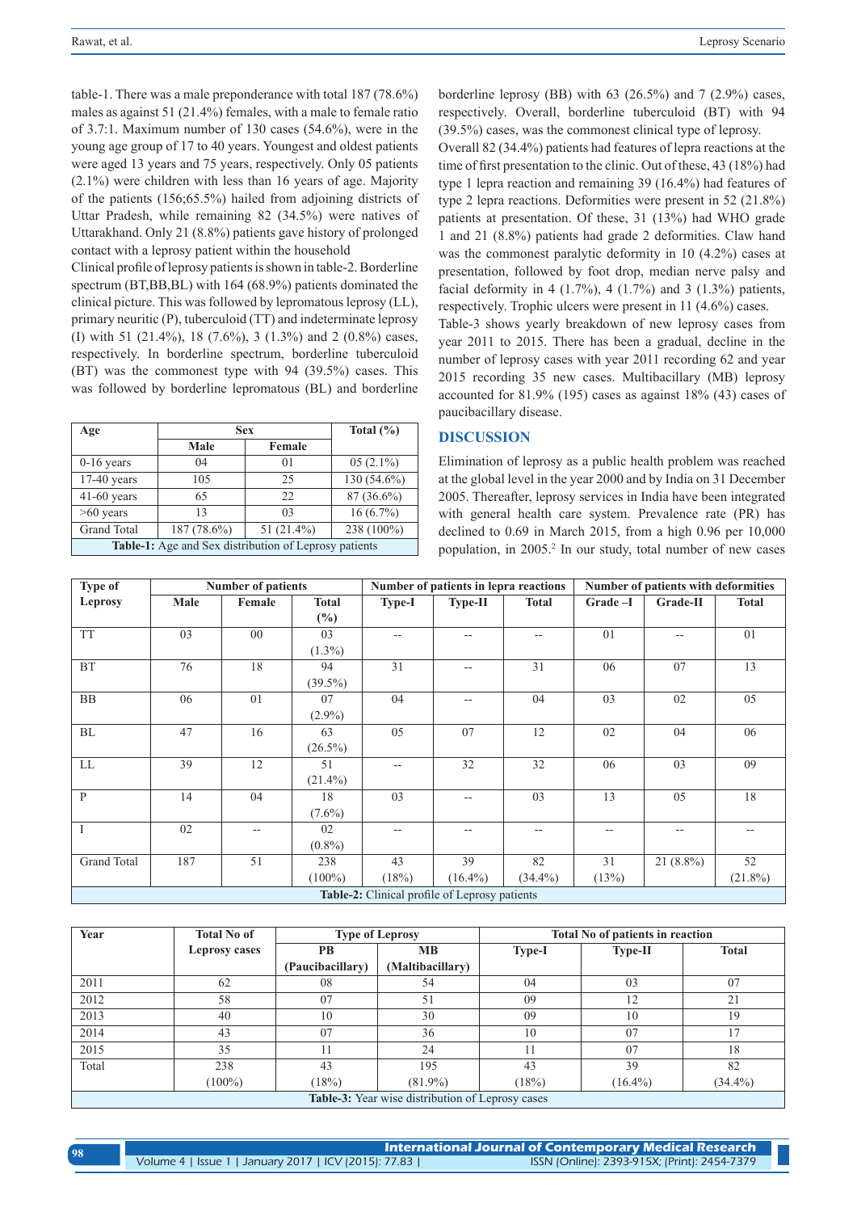table-1. There was a male preponderance with total 187 (78.6%) males as against 51 (21.4%) females, with a male to female ratio of 3.7:1. Maximum number of 130 cases (54.6%), were in the young age group of 17 to 40 years. Youngest and oldest patients were aged 13 years and 75 years, respectively. Only 05 patients (2.1%) were children with less than 16 years of age. Majority of the patients (156;65.5%) hailed from adjoining districts of Uttar Pradesh, while remaining 82 (34.5%) were natives of Uttarakhand. Only 21 (8.8%) patients gave history of prolonged contact with a leprosy patient within the household

Clinical profile of leprosy patients is shown in table-2. Borderline spectrum (BT,BB,BL) with 164 (68.9%) patients dominated the clinical picture. This was followed by lepromatous leprosy (LL), primary neuritic (P), tuberculoid (TT) and indeterminate leprosy (I) with 51 (21.4%), 18 (7.6%), 3 (1.3%) and 2 (0.8%) cases, respectively. In borderline spectrum, borderline tuberculoid (BT) was the commonest type with 94 (39.5%) cases. This was followed by borderline lepromatous (BL) and borderline

| Age | Sex | | Total (%) |
|---|---|---|---|
| | Male | Female | |
| 0-16 years | 04 | 01 | 05 (2.1%) |
| 17-40 years | 105 | 25 | 130 (54.6%) |
| 41-60 years | 65 | 22 | 87 (36.6%) |
| >60 years | 13 | 03 | 16 (6.7%) |
| Grand Total | 187 (78.6%) | 51 (21.4%) | 238 (100%) |

**Table-1:** Age and Sex distribution of Leprosy patients

borderline leprosy (BB) with 63 (26.5%) and 7 (2.9%) cases, respectively. Overall, borderline tuberculoid (BT) with 94 (39.5%) cases, was the commonest clinical type of leprosy.

Overall 82 (34.4%) patients had features of lepra reactions at the time of first presentation to the clinic. Out of these, 43 (18%) had type 1 lepra reaction and remaining 39 (16.4%) had features of type 2 lepra reactions. Deformities were present in 52 (21.8%) patients at presentation. Of these, 31 (13%) had WHO grade 1 and 21 (8.8%) patients had grade 2 deformities. Claw hand was the commonest paralytic deformity in 10 (4.2%) cases at presentation, followed by foot drop, median nerve palsy and facial deformity in 4 (1.7%), 4 (1.7%) and 3 (1.3%) patients, respectively. Trophic ulcers were present in 11 (4.6%) cases.

Table-3 shows yearly breakdown of new leprosy cases from year 2011 to 2015. There has been a gradual, decline in the number of leprosy cases with year 2011 recording 62 and year 2015 recording 35 new cases. Multibacillary (MB) leprosy accounted for 81.9% (195) cases as against 18% (43) cases of paucibacillary disease.

## DISCUSSION

Elimination of leprosy as a public health problem was reached at the global level in the year 2000 and by India on 31 December 2005. Thereafter, leprosy services in India have been integrated with general health care system. Prevalence rate (PR) has declined to 0.69 in March 2015, from a high 0.96 per 10,000 population, in 2005.[2] In our study, total number of new cases

| Type of Leprosy | Number of patients | | | Number of patients in lepra reactions | | | Number of patients with deformities | | |
|---|---|---|---|---|---|---|---|---|---|
| | Male | Female | Total (%) | Type-I | Type-II | Total | Grade –I | Grade-II | Total |
| TT | 03 | 00 | 03 (1.3%) | -- | -- | -- | 01 | -- | 01 |
| BT | 76 | 18 | 94 (39.5%) | 31 | -- | 31 | 06 | 07 | 13 |
| BB | 06 | 01 | 07 (2.9%) | 04 | -- | 04 | 03 | 02 | 05 |
| BL | 47 | 16 | 63 (26.5%) | 05 | 07 | 12 | 02 | 04 | 06 |
| LL | 39 | 12 | 51 (21.4%) | -- | 32 | 32 | 06 | 03 | 09 |
| P | 14 | 04 | 18 (7.6%) | 03 | -- | 03 | 13 | 05 | 18 |
| I | 02 | -- | 02 (0.8%) | -- | -- | -- | -- | -- | -- |
| Grand Total | 187 | 51 | 238 (100%) | 43 (18%) | 39 (16.4%) | 82 (34.4%) | 31 (13%) | 21 (8.8%) | 52 (21.8%) |

**Table-2:** Clinical profile of Leprosy patients

| Year | Total No of Leprosy cases | Type of Leprosy | | Total No of patients in reaction | | |
|---|---|---|---|---|---|---|
| | | PB (Paucibacillary) | MB (Maltibacillary) | Type-I | Type-II | Total |
| 2011 | 62 | 08 | 54 | 04 | 03 | 07 |
| 2012 | 58 | 07 | 51 | 09 | 12 | 21 |
| 2013 | 40 | 10 | 30 | 09 | 10 | 19 |
| 2014 | 43 | 07 | 36 | 10 | 07 | 17 |
| 2015 | 35 | 11 | 24 | 11 | 07 | 18 |
| Total | 238 (100%) | 43 (18%) | 195 (81.9%) | 43 (18%) | 39 (16.4%) | 82 (34.4%) |

**Table-3:** Year wise distribution of Leprosy cases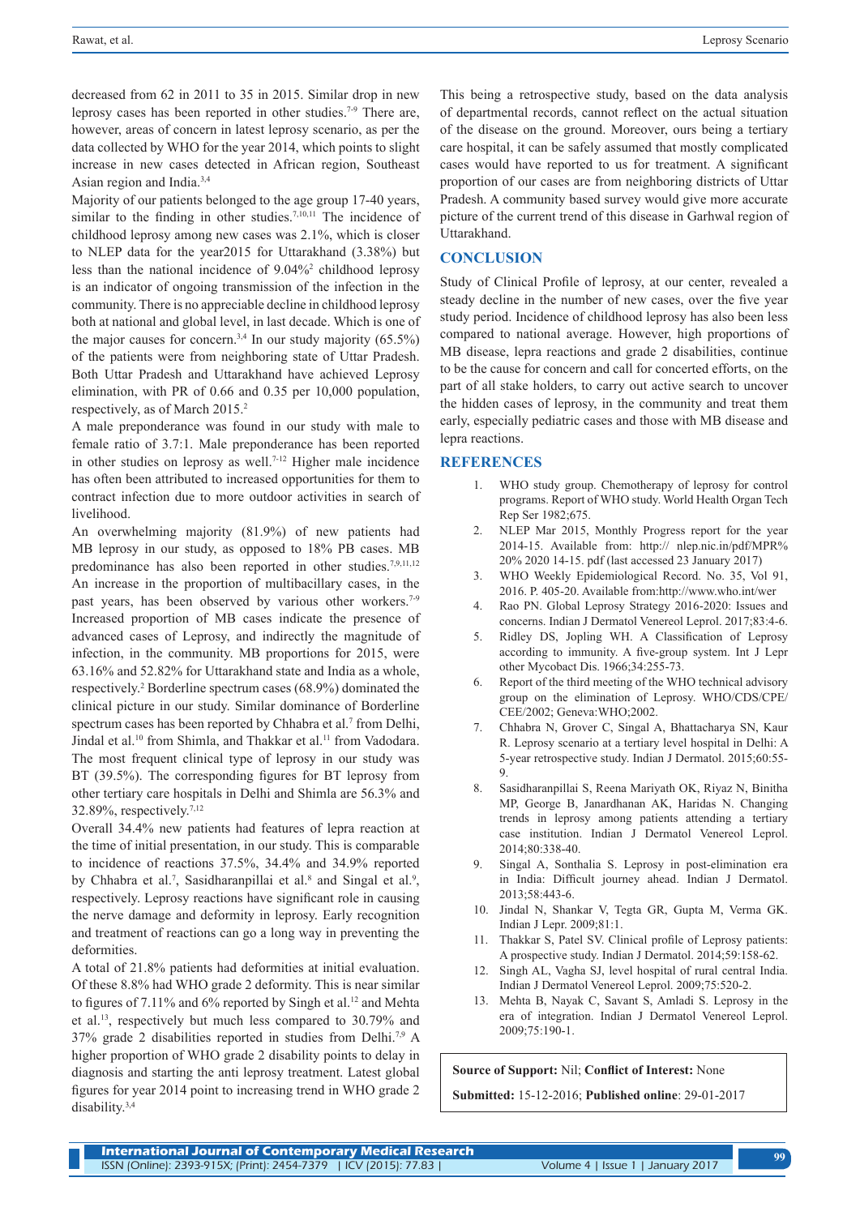decreased from 62 in 2011 to 35 in 2015. Similar drop in new leprosy cases has been reported in other studies.[7-9] There are, however, areas of concern in latest leprosy scenario, as per the data collected by WHO for the year 2014, which points to slight increase in new cases detected in African region, Southeast Asian region and India.[3,4]

Majority of our patients belonged to the age group 17-40 years, similar to the finding in other studies.[7,10,11] The incidence of childhood leprosy among new cases was 2.1%, which is closer to NLEP data for the year2015 for Uttarakhand (3.38%) but less than the national incidence of 9.04%[2] childhood leprosy is an indicator of ongoing transmission of the infection in the community. There is no appreciable decline in childhood leprosy both at national and global level, in last decade. Which is one of the major causes for concern.[3,4] In our study majority (65.5%) of the patients were from neighboring state of Uttar Pradesh. Both Uttar Pradesh and Uttarakhand have achieved Leprosy elimination, with PR of 0.66 and 0.35 per 10,000 population, respectively, as of March 2015.[2]

A male preponderance was found in our study with male to female ratio of 3.7:1. Male preponderance has been reported in other studies on leprosy as well.[7-12] Higher male incidence has often been attributed to increased opportunities for them to contract infection due to more outdoor activities in search of livelihood.

An overwhelming majority (81.9%) of new patients had MB leprosy in our study, as opposed to 18% PB cases. MB predominance has also been reported in other studies.[7,9,11,12] An increase in the proportion of multibacillary cases, in the past years, has been observed by various other workers.[7-9] Increased proportion of MB cases indicate the presence of advanced cases of Leprosy, and indirectly the magnitude of infection, in the community. MB proportions for 2015, were 63.16% and 52.82% for Uttarakhand state and India as a whole, respectively.[2] Borderline spectrum cases (68.9%) dominated the clinical picture in our study. Similar dominance of Borderline spectrum cases has been reported by Chhabra et al.[7] from Delhi, Jindal et al.[10] from Shimla, and Thakkar et al.[11] from Vadodara. The most frequent clinical type of leprosy in our study was BT (39.5%). The corresponding figures for BT leprosy from other tertiary care hospitals in Delhi and Shimla are 56.3% and 32.89%, respectively.[7,12]

Overall 34.4% new patients had features of lepra reaction at the time of initial presentation, in our study. This is comparable to incidence of reactions 37.5%, 34.4% and 34.9% reported by Chhabra et al.[7], Sasidharanpillai et al.[8] and Singal et al.[9], respectively. Leprosy reactions have significant role in causing the nerve damage and deformity in leprosy. Early recognition and treatment of reactions can go a long way in preventing the deformities.

A total of 21.8% patients had deformities at initial evaluation. Of these 8.8% had WHO grade 2 deformity. This is near similar to figures of 7.11% and 6% reported by Singh et al.[12] and Mehta et al.[13], respectively but much less compared to 30.79% and 37% grade 2 disabilities reported in studies from Delhi.[7,9] A higher proportion of WHO grade 2 disability points to delay in diagnosis and starting the anti leprosy treatment. Latest global figures for year 2014 point to increasing trend in WHO grade 2 disability.[3,4]

This being a retrospective study, based on the data analysis of departmental records, cannot reflect on the actual situation of the disease on the ground. Moreover, ours being a tertiary care hospital, it can be safely assumed that mostly complicated cases would have reported to us for treatment. A significant proportion of our cases are from neighboring districts of Uttar Pradesh. A community based survey would give more accurate picture of the current trend of this disease in Garhwal region of Uttarakhand.

## CONCLUSION

Study of Clinical Profile of leprosy, at our center, revealed a steady decline in the number of new cases, over the five year study period. Incidence of childhood leprosy has also been less compared to national average. However, high proportions of MB disease, lepra reactions and grade 2 disabilities, continue to be the cause for concern and call for concerted efforts, on the part of all stake holders, to carry out active search to uncover the hidden cases of leprosy, in the community and treat them early, especially pediatric cases and those with MB disease and lepra reactions.

## REFERENCES

1. WHO study group. Chemotherapy of leprosy for control programs. Report of WHO study. World Health Organ Tech Rep Ser 1982;675.
2. NLEP Mar 2015, Monthly Progress report for the year 2014-15. Available from: http:// nlep.nic.in/pdf/MPR% 20% 2020 14-15. pdf (last accessed 23 January 2017)
3. WHO Weekly Epidemiological Record. No. 35, Vol 91, 2016. P. 405-20. Available from:http://www.who.int/wer
4. Rao PN. Global Leprosy Strategy 2016-2020: Issues and concerns. Indian J Dermatol Venereol Leprol. 2017;83:4-6.
5. Ridley DS, Jopling WH. A Classification of Leprosy according to immunity. A five-group system. Int J Lepr other Mycobact Dis. 1966;34:255-73.
6. Report of the third meeting of the WHO technical advisory group on the elimination of Leprosy. WHO/CDS/CPE/CEE/2002; Geneva:WHO;2002.
7. Chhabra N, Grover C, Singal A, Bhattacharya SN, Kaur R. Leprosy scenario at a tertiary level hospital in Delhi: A 5-year retrospective study. Indian J Dermatol. 2015;60:55-9.
8. Sasidharanpillai S, Reena Mariyath OK, Riyaz N, Binitha MP, George B, Janardhanan AK, Haridas N. Changing trends in leprosy among patients attending a tertiary case institution. Indian J Dermatol Venereol Leprol. 2014;80:338-40.
9. Singal A, Sonthalia S. Leprosy in post-elimination era in India: Difficult journey ahead. Indian J Dermatol. 2013;58:443-6.
10. Jindal N, Shankar V, Tegta GR, Gupta M, Verma GK. Indian J Lepr. 2009;81:1.
11. Thakkar S, Patel SV. Clinical profile of Leprosy patients: A prospective study. Indian J Dermatol. 2014;59:158-62.
12. Singh AL, Vagha SJ, level hospital of rural central India. Indian J Dermatol Venereol Leprol. 2009;75:520-2.
13. Mehta B, Nayak C, Savant S, Amladi S. Leprosy in the era of integration. Indian J Dermatol Venereol Leprol. 2009;75:190-1.

**Source of Support:** Nil; **Conflict of Interest:** None

**Submitted:** 15-12-2016; **Published online**: 29-01-2017